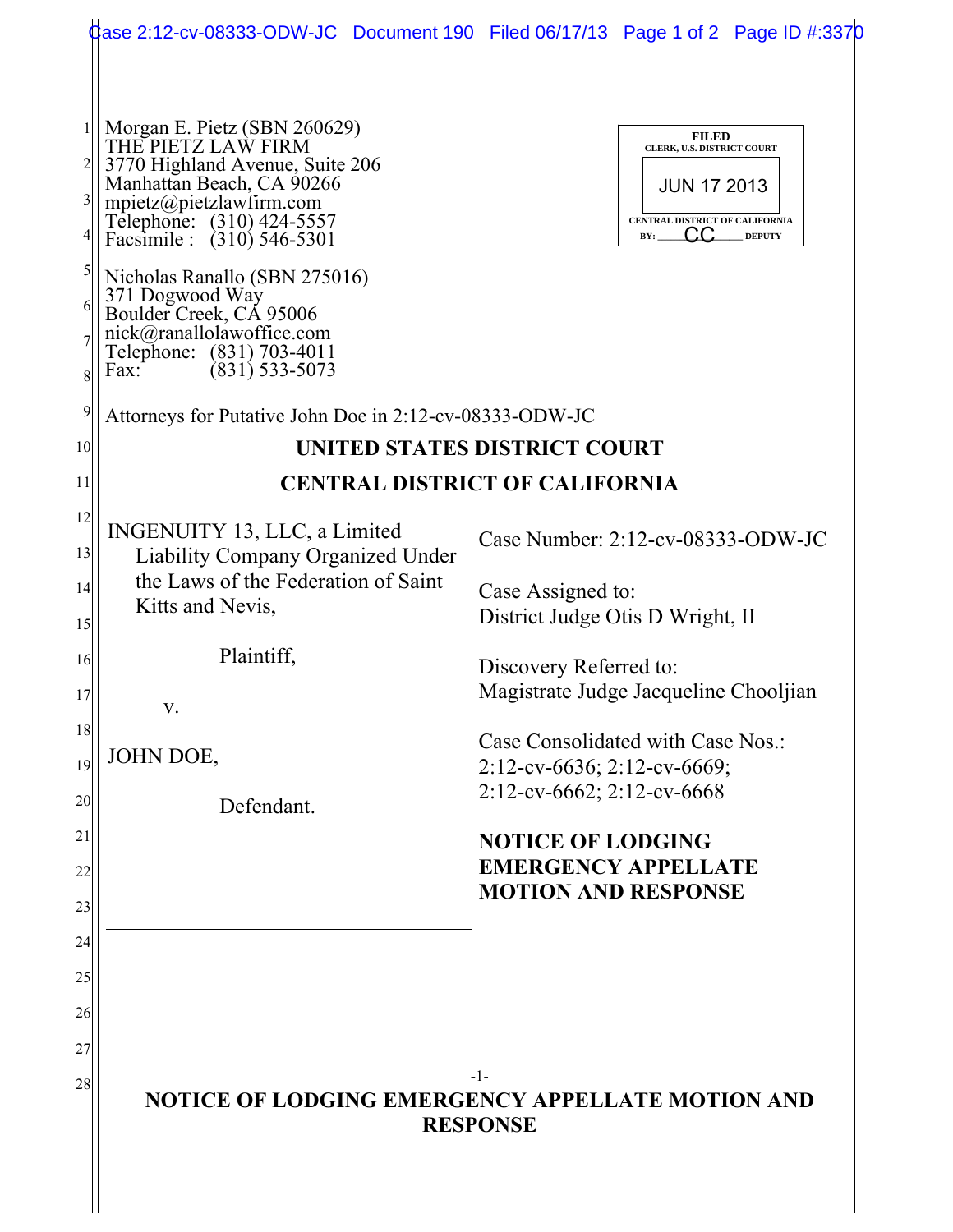Morgan E. Pietz (SBN 260629)
THE PIETZ LAW FIRM
3770 Highland Avenue, Suite 206
Manhattan Beach, CA 90266
mpietz@pietzlawfirm.com
Telephone: (310) 424-5557
Facsimile : (310) 546-5301

Nicholas Ranallo (SBN 275016)
371 Dogwood Way
Boulder Creek, CA 95006
nick@ranallolawoffice.com
Telephone: (831) 703-4011
Fax: (831) 533-5073

FILED
CLERK, U.S. DISTRICT COURT
JUN 17 2013
CENTRAL DISTRICT OF CALIFORNIA
BY: CC DEPUTY

Attorneys for Putative John Doe in 2:12-cv-08333-ODW-JC

**UNITED STATES DISTRICT COURT**

**CENTRAL DISTRICT OF CALIFORNIA**

INGENUITY 13, LLC, a Limited Liability Company Organized Under the Laws of the Federation of Saint Kitts and Nevis,

Plaintiff,

v.

JOHN DOE,

Defendant.

Case Number: 2:12-cv-08333-ODW-JC

Case Assigned to:
District Judge Otis D Wright, II

Discovery Referred to:
Magistrate Judge Jacqueline Chooljian

Case Consolidated with Case Nos.:
2:12-cv-6636; 2:12-cv-6669;
2:12-cv-6662; 2:12-cv-6668

**NOTICE OF LODGING EMERGENCY APPELLATE MOTION AND RESPONSE**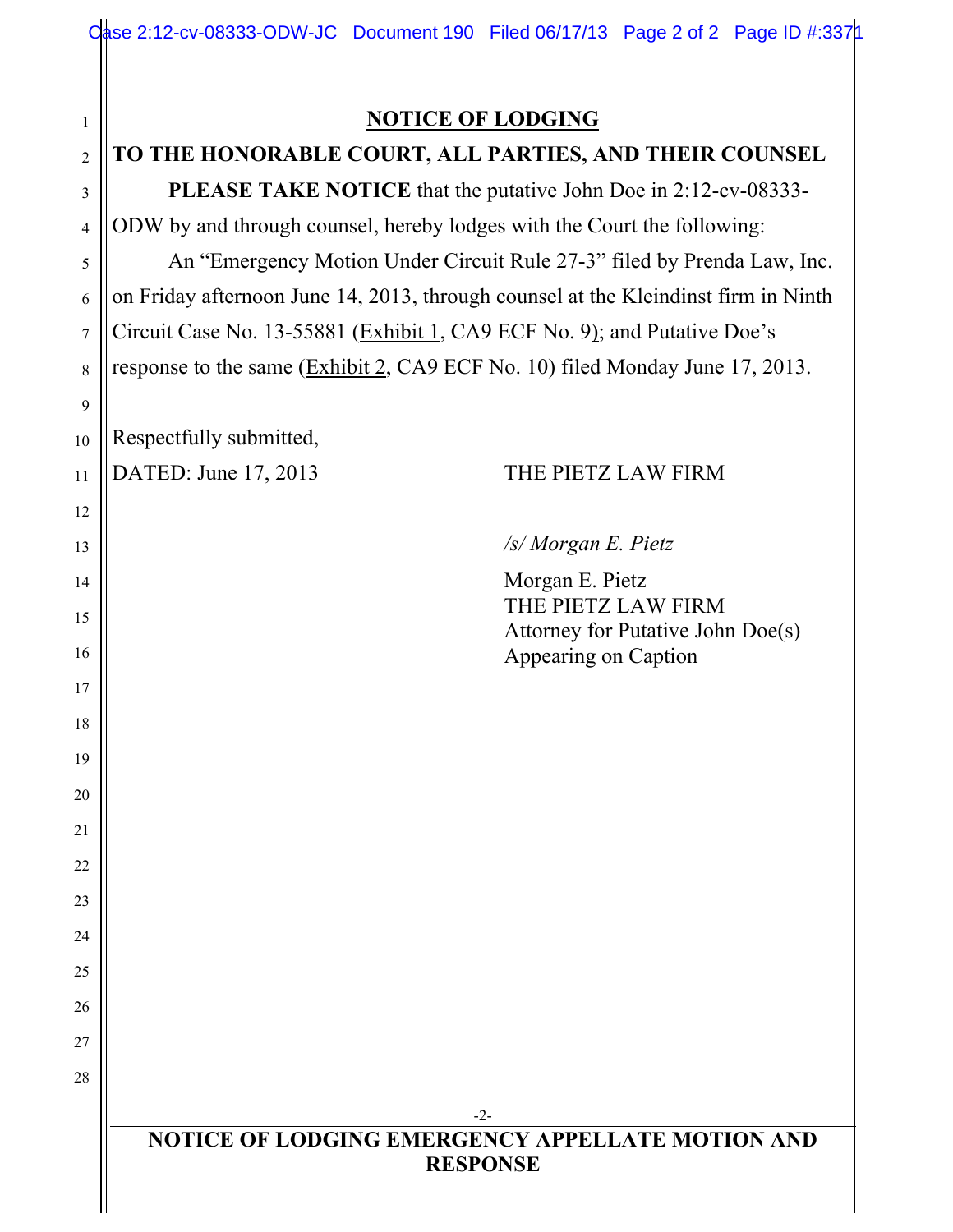## NOTICE OF LODGING

**TO THE HONORABLE COURT, ALL PARTIES, AND THEIR COUNSEL**

**PLEASE TAKE NOTICE** that the putative John Doe in 2:12-cv-08333-ODW by and through counsel, hereby lodges with the Court the following:

An "Emergency Motion Under Circuit Rule 27-3" filed by Prenda Law, Inc. on Friday afternoon June 14, 2013, through counsel at the Kleindinst firm in Ninth Circuit Case No. 13-55881 (Exhibit 1, CA9 ECF No. 9); and Putative Doe's response to the same (Exhibit 2, CA9 ECF No. 10) filed Monday June 17, 2013.

Respectfully submitted,

DATED: June 17, 2013

THE PIETZ LAW FIRM

*/s/ Morgan E. Pietz*

Morgan E. Pietz
THE PIETZ LAW FIRM
Attorney for Putative John Doe(s)
Appearing on Caption

**NOTICE OF LODGING EMERGENCY APPELLATE MOTION AND RESPONSE**